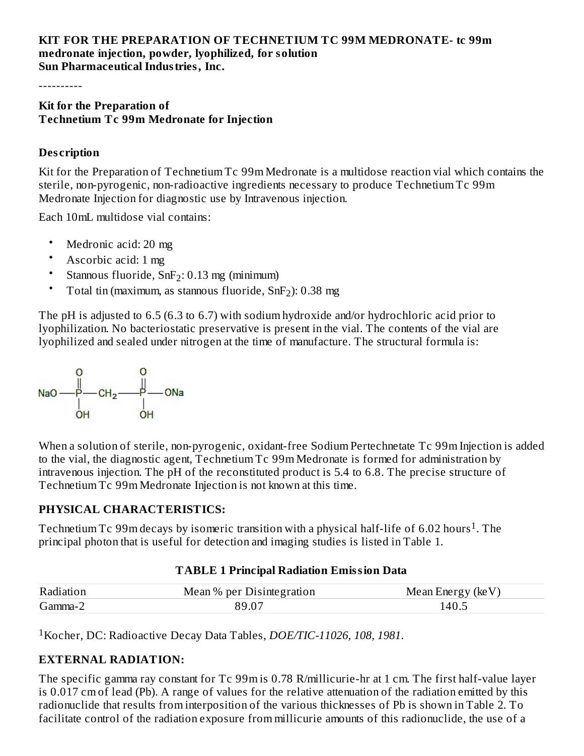**KIT FOR THE PREPARATION OF TECHNETIUM TC 99M MEDRONATE- tc 99m medronate injection, powder, lyophilized, for solution**
**Sun Pharmaceutical Industries, Inc.**

----------

**Kit for the Preparation of**
**Technetium Tc 99m Medronate for Injection**

## Description

Kit for the Preparation of Technetium Tc 99m Medronate is a multidose reaction vial which contains the sterile, non-pyrogenic, non-radioactive ingredients necessary to produce Technetium Tc 99m Medronate Injection for diagnostic use by Intravenous injection.

Each 10mL multidose vial contains:

- Medronic acid: 20 mg
- Ascorbic acid: 1 mg
- Stannous fluoride, $SnF_2$: 0.13 mg (minimum)
- Total tin (maximum, as stannous fluoride, $SnF_2$): 0.38 mg

The pH is adjusted to 6.5 (6.3 to 6.7) with sodium hydroxide and/or hydrochloric acid prior to lyophilization. No bacteriostatic preservative is present in the vial. The contents of the vial are lyophilized and sealed under nitrogen at the time of manufacture. The structural formula is:

NaO—P(=O)(OH)—$CH_2$—P(=O)(OH)—ONa

When a solution of sterile, non-pyrogenic, oxidant-free Sodium Pertechnetate Tc 99m Injection is added to the vial, the diagnostic agent, Technetium Tc 99m Medronate is formed for administration by intravenous injection. The pH of the reconstituted product is 5.4 to 6.8. The precise structure of Technetium Tc 99m Medronate Injection is not known at this time.

## PHYSICAL CHARACTERISTICS:

Technetium Tc 99m decays by isomeric transition with a physical half-life of 6.02 hours[1]. The principal photon that is useful for detection and imaging studies is listed in Table 1.

**TABLE 1 Principal Radiation Emission Data**

| Radiation | Mean % per Disintegration | Mean Energy (keV) |
|---|---|---|
| Gamma-2 | 89.07 | 140.5 |

[1]Kocher, DC: Radioactive Decay Data Tables, *DOE/TIC-11026, 108, 1981.*

## EXTERNAL RADIATION:

The specific gamma ray constant for Tc 99m is 0.78 R/millicurie-hr at 1 cm. The first half-value layer is 0.017 cm of lead (Pb). A range of values for the relative attenuation of the radiation emitted by this radionuclide that results from interposition of the various thicknesses of Pb is shown in Table 2. To facilitate control of the radiation exposure from millicurie amounts of this radionuclide, the use of a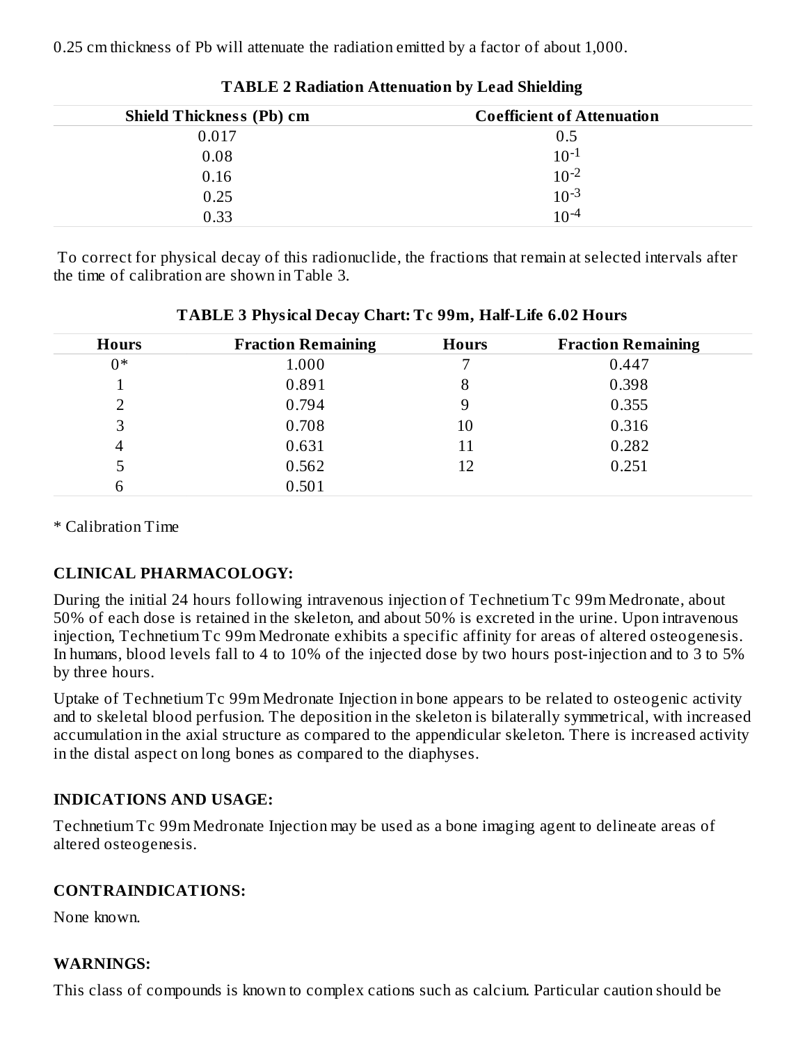0.25 cm thickness of Pb will attenuate the radiation emitted by a factor of about 1,000.

**TABLE 2 Radiation Attenuation by Lead Shielding**

| Shield Thickness (Pb) cm | Coefficient of Attenuation |
|---|---|
| 0.017 | 0.5 |
| 0.08 | $10^{-1}$ |
| 0.16 | $10^{-2}$ |
| 0.25 | $10^{-3}$ |
| 0.33 | $10^{-4}$ |

To correct for physical decay of this radionuclide, the fractions that remain at selected intervals after the time of calibration are shown in Table 3.

**TABLE 3 Physical Decay Chart: Tc 99m, Half-Life 6.02 Hours**

| Hours | Fraction Remaining | Hours | Fraction Remaining |
|---|---|---|---|
| 0* | 1.000 | 7 | 0.447 |
| 1 | 0.891 | 8 | 0.398 |
| 2 | 0.794 | 9 | 0.355 |
| 3 | 0.708 | 10 | 0.316 |
| 4 | 0.631 | 11 | 0.282 |
| 5 | 0.562 | 12 | 0.251 |
| 6 | 0.501 | | |

* Calibration Time

## CLINICAL PHARMACOLOGY:

During the initial 24 hours following intravenous injection of Technetium Tc 99m Medronate, about 50% of each dose is retained in the skeleton, and about 50% is excreted in the urine. Upon intravenous injection, Technetium Tc 99m Medronate exhibits a specific affinity for areas of altered osteogenesis. In humans, blood levels fall to 4 to 10% of the injected dose by two hours post-injection and to 3 to 5% by three hours.

Uptake of Technetium Tc 99m Medronate Injection in bone appears to be related to osteogenic activity and to skeletal blood perfusion. The deposition in the skeleton is bilaterally symmetrical, with increased accumulation in the axial structure as compared to the appendicular skeleton. There is increased activity in the distal aspect on long bones as compared to the diaphyses.

## INDICATIONS AND USAGE:

Technetium Tc 99m Medronate Injection may be used as a bone imaging agent to delineate areas of altered osteogenesis.

## CONTRAINDICATIONS:

None known.

## WARNINGS:

This class of compounds is known to complex cations such as calcium. Particular caution should be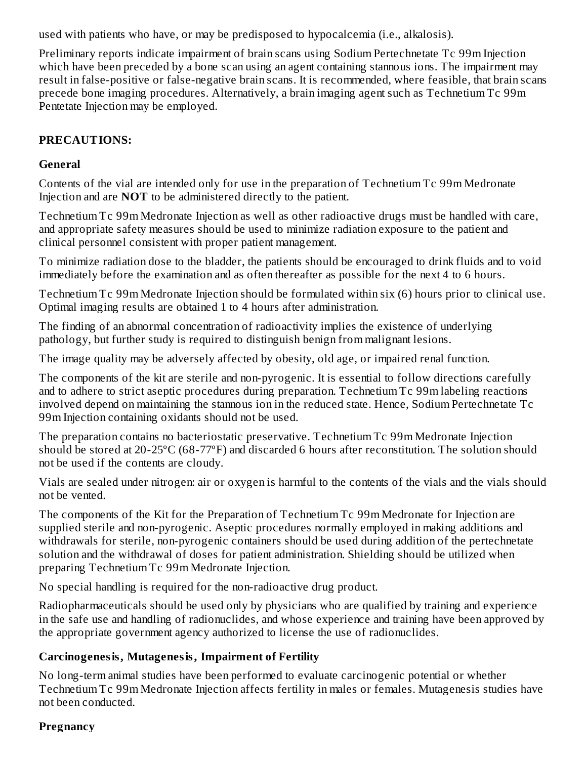used with patients who have, or may be predisposed to hypocalcemia (i.e., alkalosis).

Preliminary reports indicate impairment of brain scans using Sodium Pertechnetate Tc 99m Injection which have been preceded by a bone scan using an agent containing stannous ions. The impairment may result in false-positive or false-negative brain scans. It is recommended, where feasible, that brain scans precede bone imaging procedures. Alternatively, a brain imaging agent such as Technetium Tc 99m Pentetate Injection may be employed.

## PRECAUTIONS:

### General

Contents of the vial are intended only for use in the preparation of Technetium Tc 99m Medronate Injection and are **NOT** to be administered directly to the patient.

Technetium Tc 99m Medronate Injection as well as other radioactive drugs must be handled with care, and appropriate safety measures should be used to minimize radiation exposure to the patient and clinical personnel consistent with proper patient management.

To minimize radiation dose to the bladder, the patients should be encouraged to drink fluids and to void immediately before the examination and as often thereafter as possible for the next 4 to 6 hours.

Technetium Tc 99m Medronate Injection should be formulated within six (6) hours prior to clinical use. Optimal imaging results are obtained 1 to 4 hours after administration.

The finding of an abnormal concentration of radioactivity implies the existence of underlying pathology, but further study is required to distinguish benign from malignant lesions.

The image quality may be adversely affected by obesity, old age, or impaired renal function.

The components of the kit are sterile and non-pyrogenic. It is essential to follow directions carefully and to adhere to strict aseptic procedures during preparation. Technetium Tc 99m labeling reactions involved depend on maintaining the stannous ion in the reduced state. Hence, Sodium Pertechnetate Tc 99m Injection containing oxidants should not be used.

The preparation contains no bacteriostatic preservative. Technetium Tc 99m Medronate Injection should be stored at 20-25ºC (68-77ºF) and discarded 6 hours after reconstitution. The solution should not be used if the contents are cloudy.

Vials are sealed under nitrogen: air or oxygen is harmful to the contents of the vials and the vials should not be vented.

The components of the Kit for the Preparation of Technetium Tc 99m Medronate for Injection are supplied sterile and non-pyrogenic. Aseptic procedures normally employed in making additions and withdrawals for sterile, non-pyrogenic containers should be used during addition of the pertechnetate solution and the withdrawal of doses for patient administration. Shielding should be utilized when preparing Technetium Tc 99m Medronate Injection.

No special handling is required for the non-radioactive drug product.

Radiopharmaceuticals should be used only by physicians who are qualified by training and experience in the safe use and handling of radionuclides, and whose experience and training have been approved by the appropriate government agency authorized to license the use of radionuclides.

### Carcinogenesis, Mutagenesis, Impairment of Fertility

No long-term animal studies have been performed to evaluate carcinogenic potential or whether Technetium Tc 99m Medronate Injection affects fertility in males or females. Mutagenesis studies have not been conducted.

### Pregnancy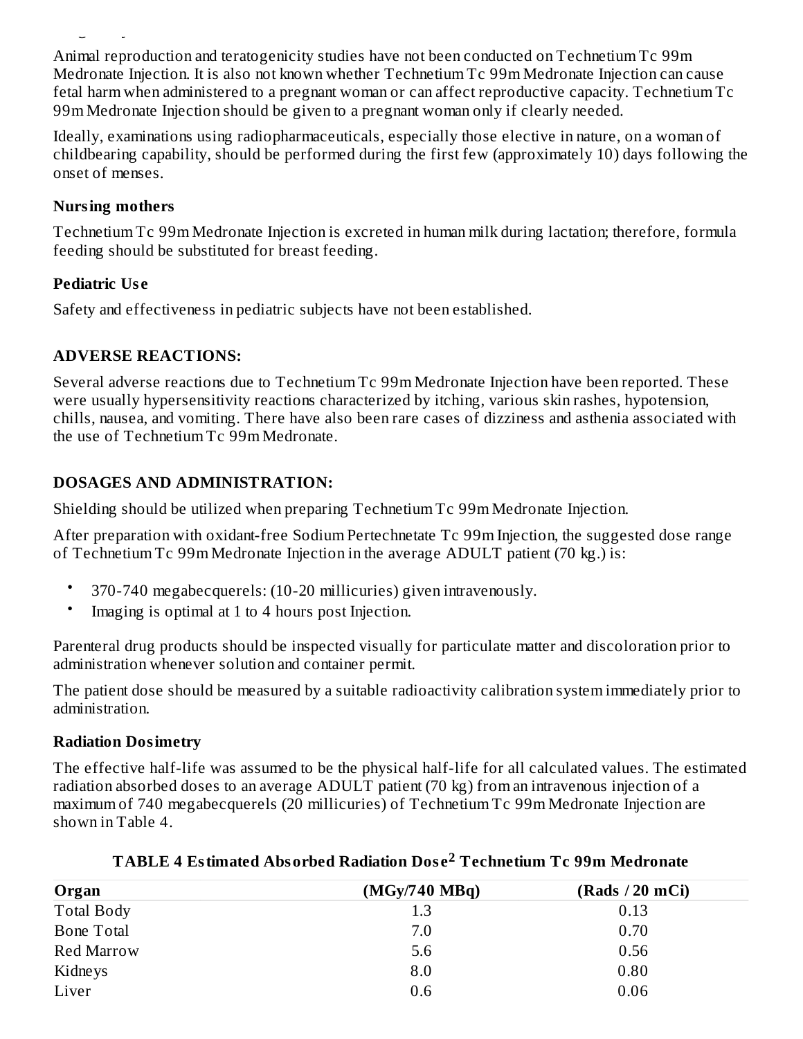Animal reproduction and teratogenicity studies have not been conducted on Technetium Tc 99m Medronate Injection. It is also not known whether Technetium Tc 99m Medronate Injection can cause fetal harm when administered to a pregnant woman or can affect reproductive capacity. Technetium Tc 99m Medronate Injection should be given to a pregnant woman only if clearly needed.

Ideally, examinations using radiopharmaceuticals, especially those elective in nature, on a woman of childbearing capability, should be performed during the first few (approximately 10) days following the onset of menses.

**Nursing mothers**

Technetium Tc 99m Medronate Injection is excreted in human milk during lactation; therefore, formula feeding should be substituted for breast feeding.

**Pediatric Use**

Safety and effectiveness in pediatric subjects have not been established.

## ADVERSE REACTIONS:

Several adverse reactions due to Technetium Tc 99m Medronate Injection have been reported. These were usually hypersensitivity reactions characterized by itching, various skin rashes, hypotension, chills, nausea, and vomiting. There have also been rare cases of dizziness and asthenia associated with the use of Technetium Tc 99m Medronate.

## DOSAGES AND ADMINISTRATION:

Shielding should be utilized when preparing Technetium Tc 99m Medronate Injection.

After preparation with oxidant-free Sodium Pertechnetate Tc 99m Injection, the suggested dose range of Technetium Tc 99m Medronate Injection in the average ADULT patient (70 kg.) is:

- 370-740 megabecquerels: (10-20 millicuries) given intravenously.
- Imaging is optimal at 1 to 4 hours post Injection.

Parenteral drug products should be inspected visually for particulate matter and discoloration prior to administration whenever solution and container permit.

The patient dose should be measured by a suitable radioactivity calibration system immediately prior to administration.

**Radiation Dosimetry**

The effective half-life was assumed to be the physical half-life for all calculated values. The estimated radiation absorbed doses to an average ADULT patient (70 kg) from an intravenous injection of a maximum of 740 megabecquerels (20 millicuries) of Technetium Tc 99m Medronate Injection are shown in Table 4.

**TABLE 4 Estimated Absorbed Radiation Dose[2] Technetium Tc 99m Medronate**

| Organ | (MGy/740 MBq) | (Rads / 20 mCi) |
|---|---|---|
| Total Body | 1.3 | 0.13 |
| Bone Total | 7.0 | 0.70 |
| Red Marrow | 5.6 | 0.56 |
| Kidneys | 8.0 | 0.80 |
| Liver | 0.6 | 0.06 |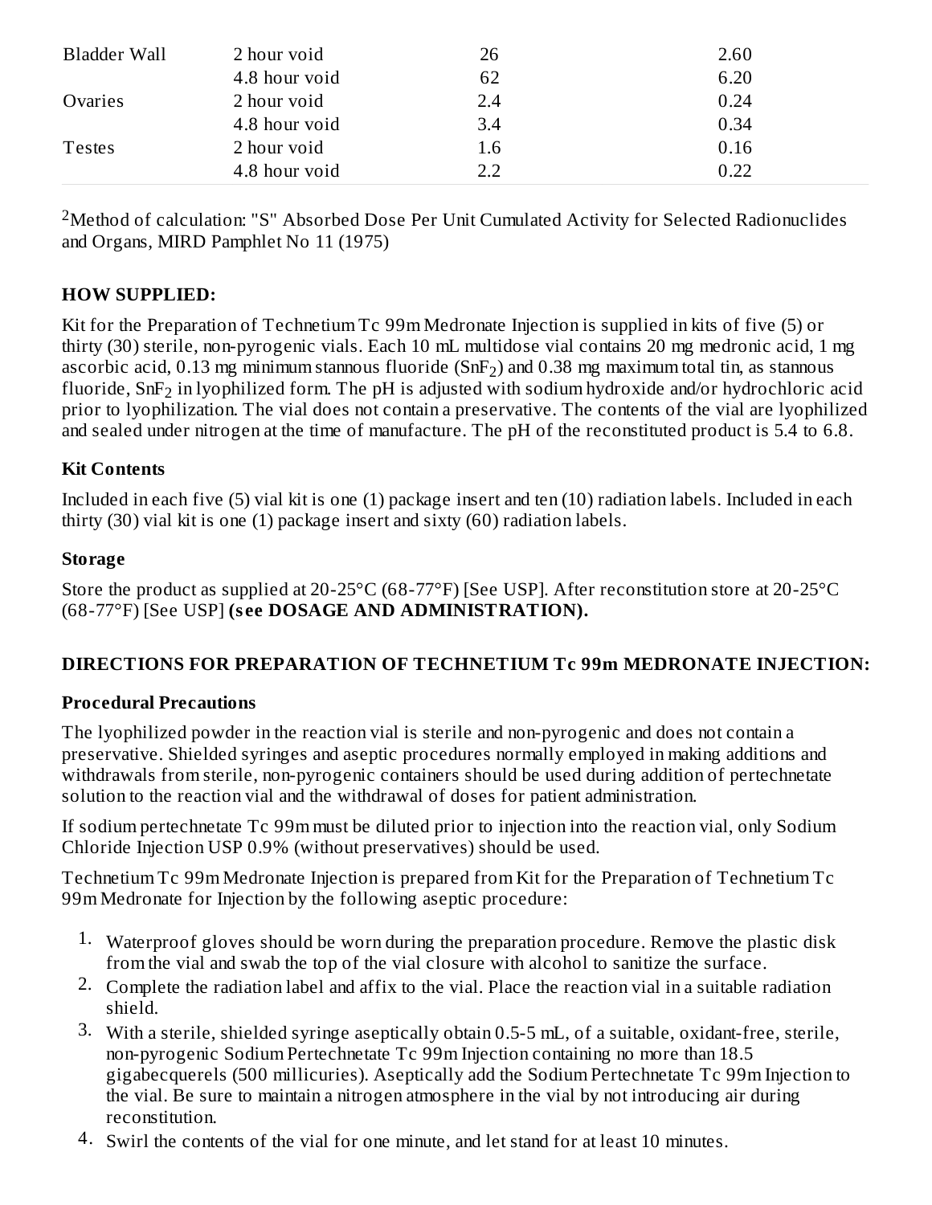| | | | |
|---|---|---|---|
| Bladder Wall | 2 hour void | 26 | 2.60 |
| | 4.8 hour void | 62 | 6.20 |
| Ovaries | 2 hour void | 2.4 | 0.24 |
| | 4.8 hour void | 3.4 | 0.34 |
| Testes | 2 hour void | 1.6 | 0.16 |
| | 4.8 hour void | 2.2 | 0.22 |

[2]Method of calculation: "S" Absorbed Dose Per Unit Cumulated Activity for Selected Radionuclides and Organs, MIRD Pamphlet No 11 (1975)

## HOW SUPPLIED:

Kit for the Preparation of Technetium Tc 99m Medronate Injection is supplied in kits of five (5) or thirty (30) sterile, non-pyrogenic vials. Each 10 mL multidose vial contains 20 mg medronic acid, 1 mg ascorbic acid, 0.13 mg minimum stannous fluoride ($SnF_2$) and 0.38 mg maximum total tin, as stannous fluoride, $SnF_2$ in lyophilized form. The pH is adjusted with sodium hydroxide and/or hydrochloric acid prior to lyophilization. The vial does not contain a preservative. The contents of the vial are lyophilized and sealed under nitrogen at the time of manufacture. The pH of the reconstituted product is 5.4 to 6.8.

### Kit Contents

Included in each five (5) vial kit is one (1) package insert and ten (10) radiation labels. Included in each thirty (30) vial kit is one (1) package insert and sixty (60) radiation labels.

### Storage

Store the product as supplied at 20-25°C (68-77°F) [See USP]. After reconstitution store at 20-25°C (68-77°F) [See USP] **(see DOSAGE AND ADMINISTRATION).**

## DIRECTIONS FOR PREPARATION OF TECHNETIUM Tc 99m MEDRONATE INJECTION:

### Procedural Precautions

The lyophilized powder in the reaction vial is sterile and non-pyrogenic and does not contain a preservative. Shielded syringes and aseptic procedures normally employed in making additions and withdrawals from sterile, non-pyrogenic containers should be used during addition of pertechnetate solution to the reaction vial and the withdrawal of doses for patient administration.

If sodium pertechnetate Tc 99m must be diluted prior to injection into the reaction vial, only Sodium Chloride Injection USP 0.9% (without preservatives) should be used.

Technetium Tc 99m Medronate Injection is prepared from Kit for the Preparation of Technetium Tc 99m Medronate for Injection by the following aseptic procedure:

1. Waterproof gloves should be worn during the preparation procedure. Remove the plastic disk from the vial and swab the top of the vial closure with alcohol to sanitize the surface.
2. Complete the radiation label and affix to the vial. Place the reaction vial in a suitable radiation shield.
3. With a sterile, shielded syringe aseptically obtain 0.5-5 mL, of a suitable, oxidant-free, sterile, non-pyrogenic Sodium Pertechnetate Tc 99m Injection containing no more than 18.5 gigabecquerels (500 millicuries). Aseptically add the Sodium Pertechnetate Tc 99m Injection to the vial. Be sure to maintain a nitrogen atmosphere in the vial by not introducing air during reconstitution.
4. Swirl the contents of the vial for one minute, and let stand for at least 10 minutes.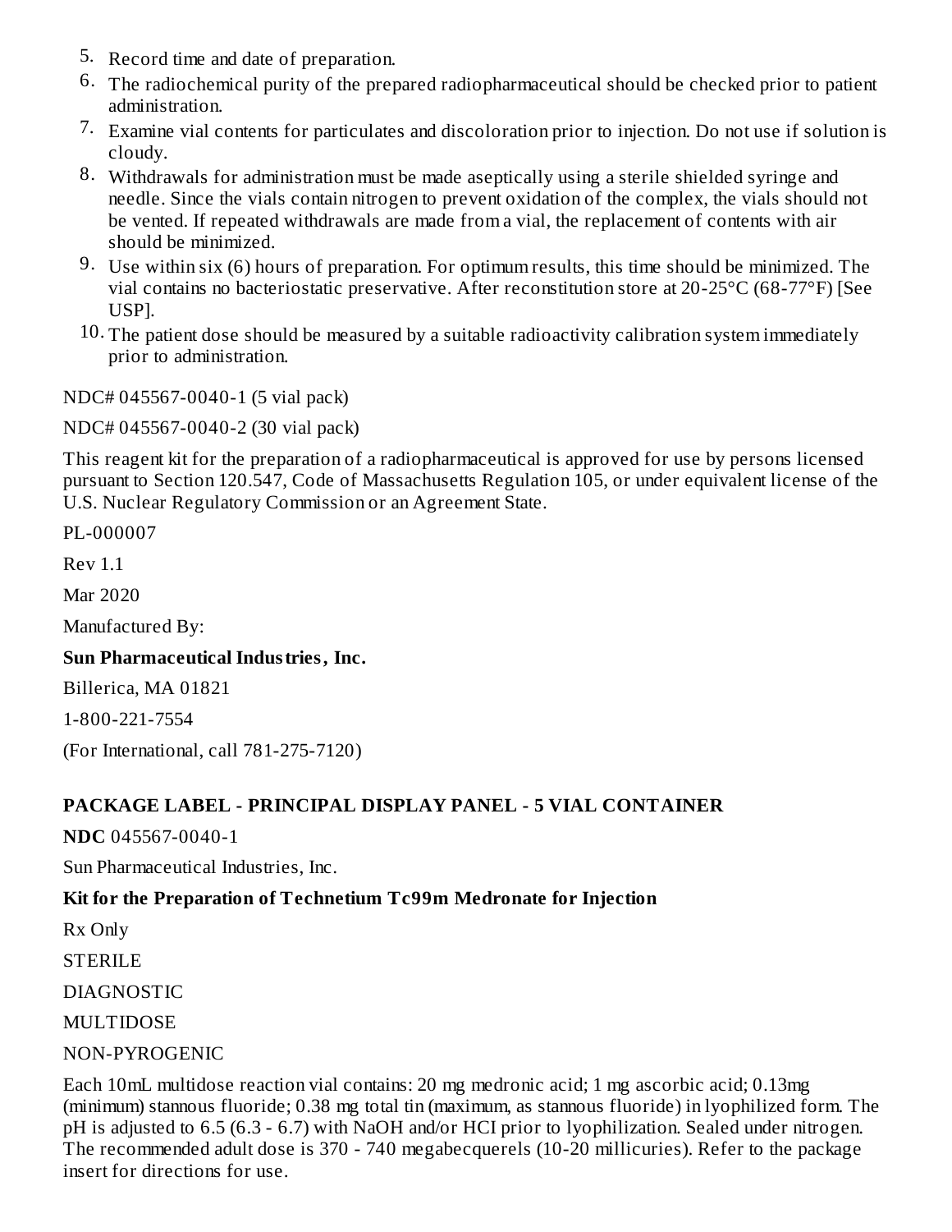5. Record time and date of preparation.
6. The radiochemical purity of the prepared radiopharmaceutical should be checked prior to patient administration.
7. Examine vial contents for particulates and discoloration prior to injection. Do not use if solution is cloudy.
8. Withdrawals for administration must be made aseptically using a sterile shielded syringe and needle. Since the vials contain nitrogen to prevent oxidation of the complex, the vials should not be vented. If repeated withdrawals are made from a vial, the replacement of contents with air should be minimized.
9. Use within six (6) hours of preparation. For optimum results, this time should be minimized. The vial contains no bacteriostatic preservative. After reconstitution store at 20-25°C (68-77°F) [See USP].
10. The patient dose should be measured by a suitable radioactivity calibration system immediately prior to administration.

NDC# 045567-0040-1 (5 vial pack)

NDC# 045567-0040-2 (30 vial pack)

This reagent kit for the preparation of a radiopharmaceutical is approved for use by persons licensed pursuant to Section 120.547, Code of Massachusetts Regulation 105, or under equivalent license of the U.S. Nuclear Regulatory Commission or an Agreement State.

PL-000007

Rev 1.1

Mar 2020

Manufactured By:

**Sun Pharmaceutical Industries, Inc.**

Billerica, MA 01821

1-800-221-7554

(For International, call 781-275-7120)

## PACKAGE LABEL - PRINCIPAL DISPLAY PANEL - 5 VIAL CONTAINER

**NDC** 045567-0040-1

Sun Pharmaceutical Industries, Inc.

**Kit for the Preparation of Technetium Tc99m Medronate for Injection**

Rx Only

STERILE

DIAGNOSTIC

MULTIDOSE

NON-PYROGENIC

Each 10mL multidose reaction vial contains: 20 mg medronic acid; 1 mg ascorbic acid; 0.13mg (minimum) stannous fluoride; 0.38 mg total tin (maximum, as stannous fluoride) in lyophilized form. The pH is adjusted to 6.5 (6.3 - 6.7) with NaOH and/or HCI prior to lyophilization. Sealed under nitrogen. The recommended adult dose is 370 - 740 megabecquerels (10-20 millicuries). Refer to the package insert for directions for use.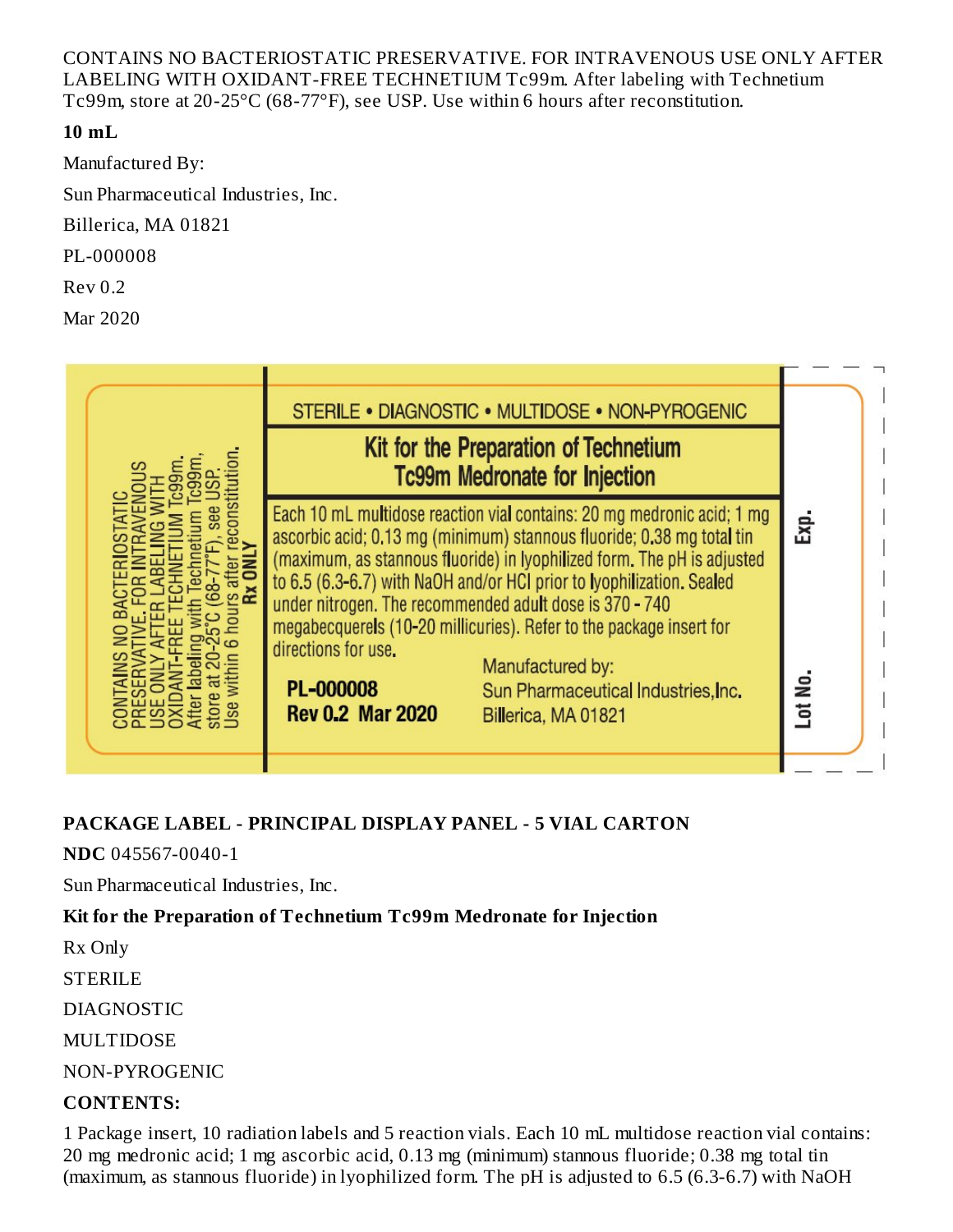CONTAINS NO BACTERIOSTATIC PRESERVATIVE. FOR INTRAVENOUS USE ONLY AFTER LABELING WITH OXIDANT-FREE TECHNETIUM Tc99m. After labeling with Technetium Tc99m, store at 20-25°C (68-77°F), see USP. Use within 6 hours after reconstitution.

**10 mL**

Manufactured By:

Sun Pharmaceutical Industries, Inc.

Billerica, MA 01821

PL-000008

Rev 0.2

Mar 2020

CONTAINS NO BACTERIOSTATIC PRESERVATIVE. FOR INTRAVENOUS USE ONLY AFTER LABELING WITH OXIDANT-FREE TECHNETIUM Tc99m. After labeling with Technetium Tc99m, store at 20-25°C (68-77°F), see USP. Use within 6 hours after reconstitution. **Rx ONLY**

STERILE • DIAGNOSTIC • MULTIDOSE • NON-PYROGENIC

**Kit for the Preparation of Technetium Tc99m Medronate for Injection**

Each 10 mL multidose reaction vial contains: 20 mg medronic acid; 1 mg ascorbic acid; 0.13 mg (minimum) stannous fluoride; 0.38 mg total tin (maximum, as stannous fluoride) in lyophilized form. The pH is adjusted to 6.5 (6.3-6.7) with NaOH and/or HCl prior to lyophilization. Sealed under nitrogen. The recommended adult dose is 370 - 740 megabecquerels (10-20 millicuries). Refer to the package insert for directions for use.

**PL-000008**
**Rev 0.2 Mar 2020**

Manufactured by:
Sun Pharmaceutical Industries,Inc.
Billerica, MA 01821

Exp.

Lot No.

**PACKAGE LABEL - PRINCIPAL DISPLAY PANEL - 5 VIAL CARTON**

**NDC** 045567-0040-1

Sun Pharmaceutical Industries, Inc.

**Kit for the Preparation of Technetium Tc99m Medronate for Injection**

Rx Only

STERILE

DIAGNOSTIC

MULTIDOSE

NON-PYROGENIC

**CONTENTS:**

1 Package insert, 10 radiation labels and 5 reaction vials. Each 10 mL multidose reaction vial contains: 20 mg medronic acid; 1 mg ascorbic acid, 0.13 mg (minimum) stannous fluoride; 0.38 mg total tin (maximum, as stannous fluoride) in lyophilized form. The pH is adjusted to 6.5 (6.3-6.7) with NaOH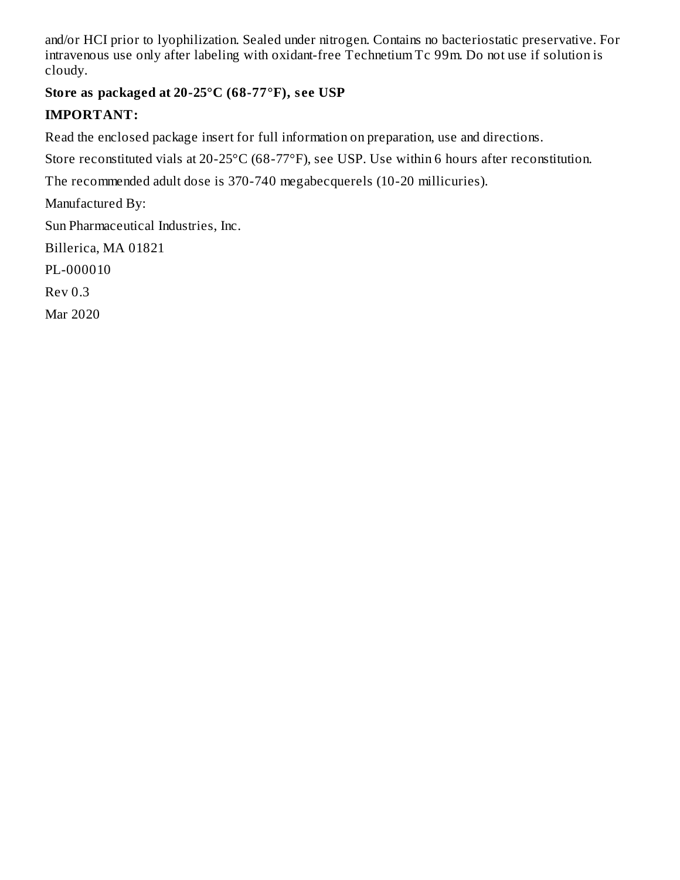and/or HCI prior to lyophilization. Sealed under nitrogen. Contains no bacteriostatic preservative. For intravenous use only after labeling with oxidant-free Technetium Tc 99m. Do not use if solution is cloudy.

**Store as packaged at 20-25°C (68-77°F), see USP**

**IMPORTANT:**

Read the enclosed package insert for full information on preparation, use and directions.

Store reconstituted vials at 20-25°C (68-77°F), see USP. Use within 6 hours after reconstitution.

The recommended adult dose is 370-740 megabecquerels (10-20 millicuries).

Manufactured By:

Sun Pharmaceutical Industries, Inc.

Billerica, MA 01821

PL-000010

Rev 0.3

Mar 2020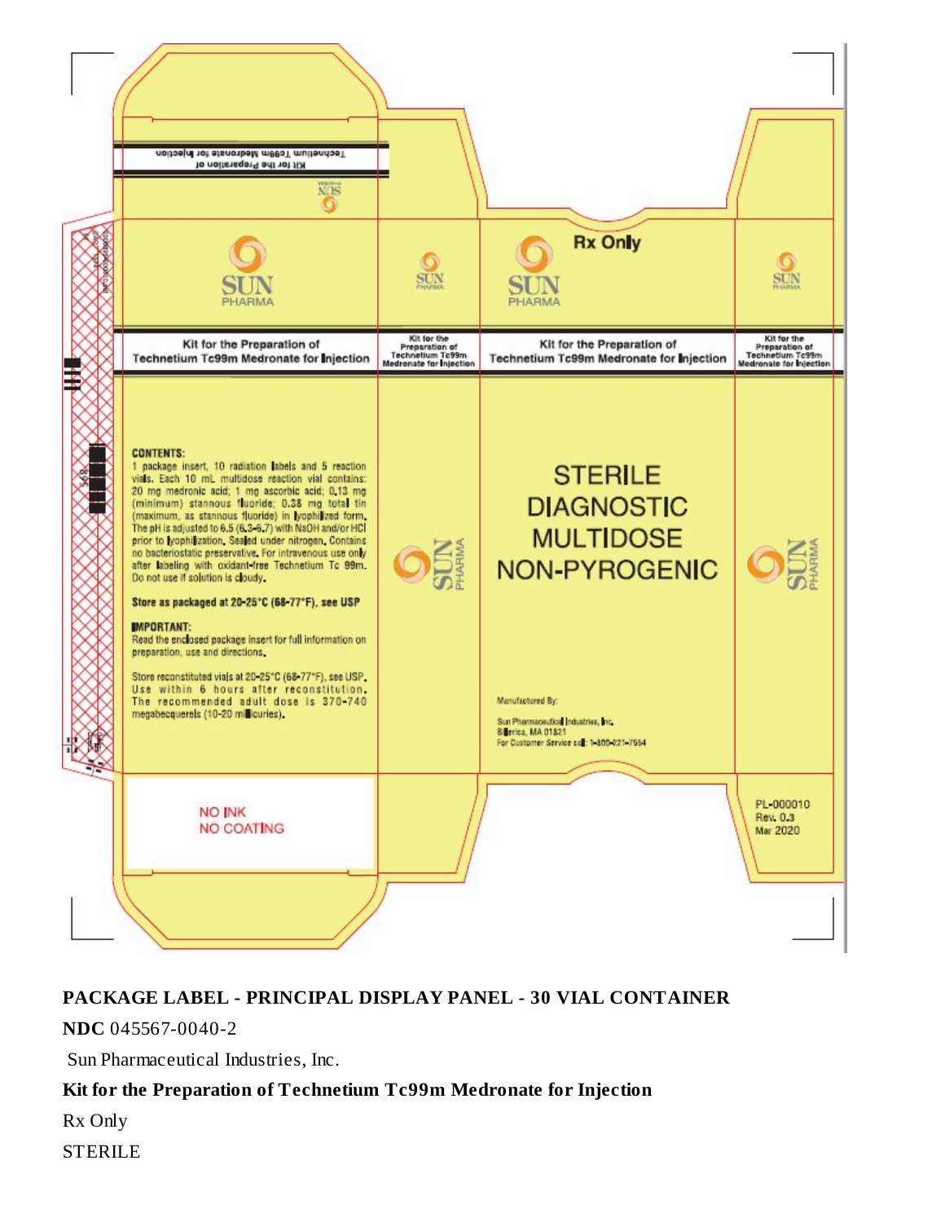Technetium Tc99m Medronate for Injection
Kit for the Preparation of

SUN PHARMA

Kit for the Preparation of
Technetium Tc99m Medronate for Injection

SUN PHARMA

Kit for the Preparation of Technetium Tc99m Medronate for Injection

SUN PHARMA

Rx Only

Kit for the Preparation of Technetium Tc99m Medronate for Injection

SUN PHARMA

Kit for the Preparation of Technetium Tc99m Medronate for Injection

**CONTENTS:**
1 package insert, 10 radiation labels and 5 reaction vials. Each 10 mL multidose reaction vial contains: 20 mg medronic acid; 1 mg ascorbic acid; 0.13 mg (minimum) stannous fluoride; 0.38 mg total tin (maximum, as stannous fluoride) in lyophilized form. The pH is adjusted to 6.5 (6.3-6.7) with NaOH and/or HCl prior to lyophilization. Sealed under nitrogen. Contains no bacteriostatic preservative. For intravenous use only after labeling with oxidant-free Technetium Tc 99m. Do not use if solution is cloudy.

**Store as packaged at 20-25°C (68-77°F), see USP**

**IMPORTANT:**
Read the enclosed package insert for full information on preparation, use and directions.

Store reconstituted vials at 20-25°C (68-77°F), see USP. Use within 6 hours after reconstitution. The recommended adult dose is 370-740 megabecquerels (10-20 millicuries).

SUN PHARMA

STERILE
DIAGNOSTIC
MULTIDOSE
NON-PYROGENIC

Manufactured By:
Sun Pharmaceutical Industries, Inc.
Billerica, MA 01821
For Customer Service call: 1-800-221-7554

SUN PHARMA

NO INK
NO COATING

PL-000010
Rev. 0.3
Mar 2020

**PACKAGE LABEL - PRINCIPAL DISPLAY PANEL - 30 VIAL CONTAINER**

**NDC** 045567-0040-2

Sun Pharmaceutical Industries, Inc.

**Kit for the Preparation of Technetium Tc99m Medronate for Injection**

Rx Only

STERILE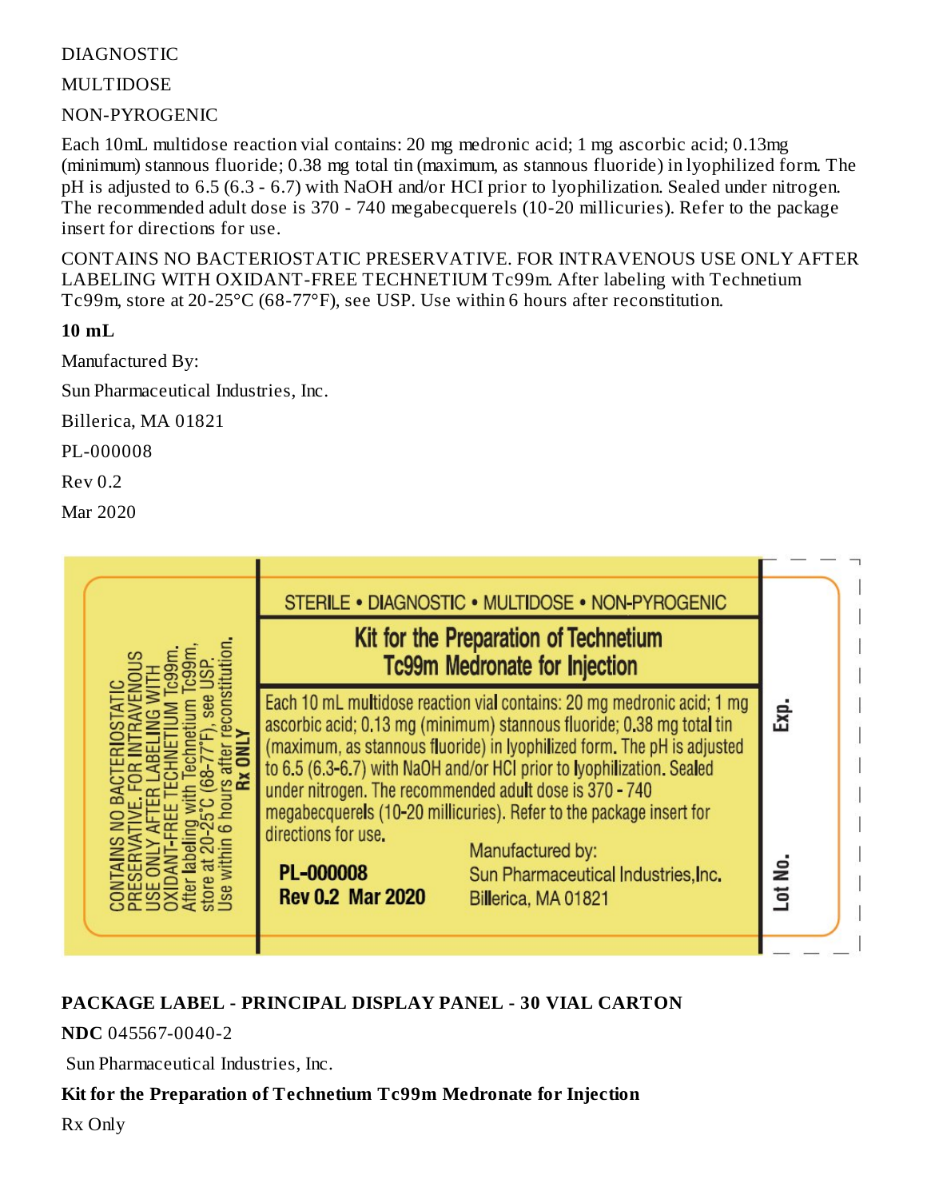DIAGNOSTIC

MULTIDOSE

NON-PYROGENIC

Each 10mL multidose reaction vial contains: 20 mg medronic acid; 1 mg ascorbic acid; 0.13mg (minimum) stannous fluoride; 0.38 mg total tin (maximum, as stannous fluoride) in lyophilized form. The pH is adjusted to 6.5 (6.3 - 6.7) with NaOH and/or HCI prior to lyophilization. Sealed under nitrogen. The recommended adult dose is 370 - 740 megabecquerels (10-20 millicuries). Refer to the package insert for directions for use.

CONTAINS NO BACTERIOSTATIC PRESERVATIVE. FOR INTRAVENOUS USE ONLY AFTER LABELING WITH OXIDANT-FREE TECHNETIUM Tc99m. After labeling with Technetium Tc99m, store at 20-25°C (68-77°F), see USP. Use within 6 hours after reconstitution.

**10 mL**

Manufactured By:

Sun Pharmaceutical Industries, Inc.

Billerica, MA 01821

PL-000008

Rev 0.2

Mar 2020

CONTAINS NO BACTERIOSTATIC PRESERVATIVE. FOR INTRAVENOUS USE ONLY AFTER LABELING WITH OXIDANT-FREE TECHNETIUM Tc99m. After labeling with Technetium Tc99m, store at 20-25°C (68-77°F), see USP. Use within 6 hours after reconstitution. **Rx ONLY**

STERILE • DIAGNOSTIC • MULTIDOSE • NON-PYROGENIC

**Kit for the Preparation of Technetium Tc99m Medronate for Injection**

Each 10 mL multidose reaction vial contains: 20 mg medronic acid; 1 mg ascorbic acid; 0.13 mg (minimum) stannous fluoride; 0.38 mg total tin (maximum, as stannous fluoride) in lyophilized form. The pH is adjusted to 6.5 (6.3-6.7) with NaOH and/or HCl prior to lyophilization. Sealed under nitrogen. The recommended adult dose is 370 - 740 megabecquerels (10-20 millicuries). Refer to the package insert for directions for use.

**PL-000008**
**Rev 0.2 Mar 2020**

Manufactured by:
Sun Pharmaceutical Industries, Inc.
Billerica, MA 01821

**Exp.**

**Lot No.**

**PACKAGE LABEL - PRINCIPAL DISPLAY PANEL - 30 VIAL CARTON**

**NDC** 045567-0040-2

Sun Pharmaceutical Industries, Inc.

**Kit for the Preparation of Technetium Tc99m Medronate for Injection**

Rx Only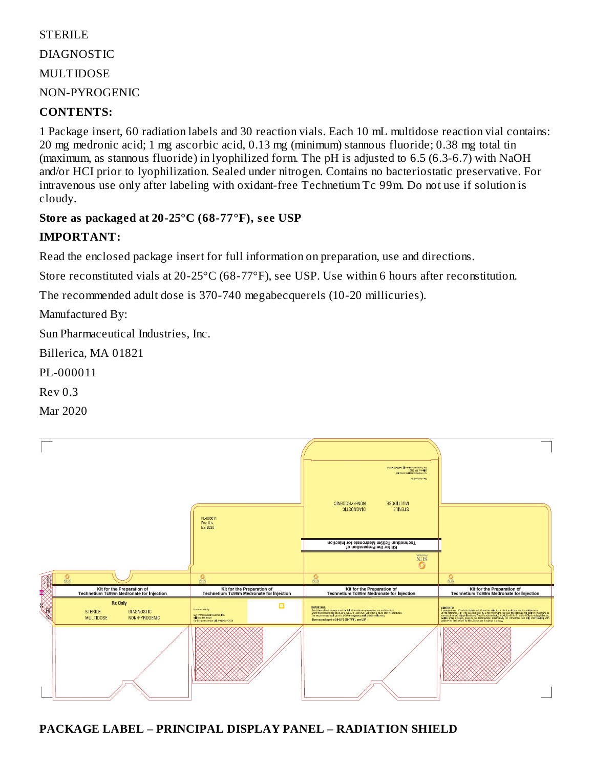STERILE

DIAGNOSTIC

MULTIDOSE

NON-PYROGENIC

**CONTENTS:**

1 Package insert, 60 radiation labels and 30 reaction vials. Each 10 mL multidose reaction vial contains: 20 mg medronic acid; 1 mg ascorbic acid, 0.13 mg (minimum) stannous fluoride; 0.38 mg total tin (maximum, as stannous fluoride) in lyophilized form. The pH is adjusted to 6.5 (6.3-6.7) with NaOH and/or HCl prior to lyophilization. Sealed under nitrogen. Contains no bacteriostatic preservative. For intravenous use only after labeling with oxidant-free Technetium Tc 99m. Do not use if solution is cloudy.

**Store as packaged at 20-25°C (68-77°F), see USP**

**IMPORTANT:**

Read the enclosed package insert for full information on preparation, use and directions.

Store reconstituted vials at 20-25°C (68-77°F), see USP. Use within 6 hours after reconstitution.

The recommended adult dose is 370-740 megabecquerels (10-20 millicuries).

Manufactured By:

Sun Pharmaceutical Industries, Inc.

Billerica, MA 01821

PL-000011

Rev 0.3

Mar 2020

**PACKAGE LABEL – PRINCIPAL DISPLAY PANEL – RADIATION SHIELD**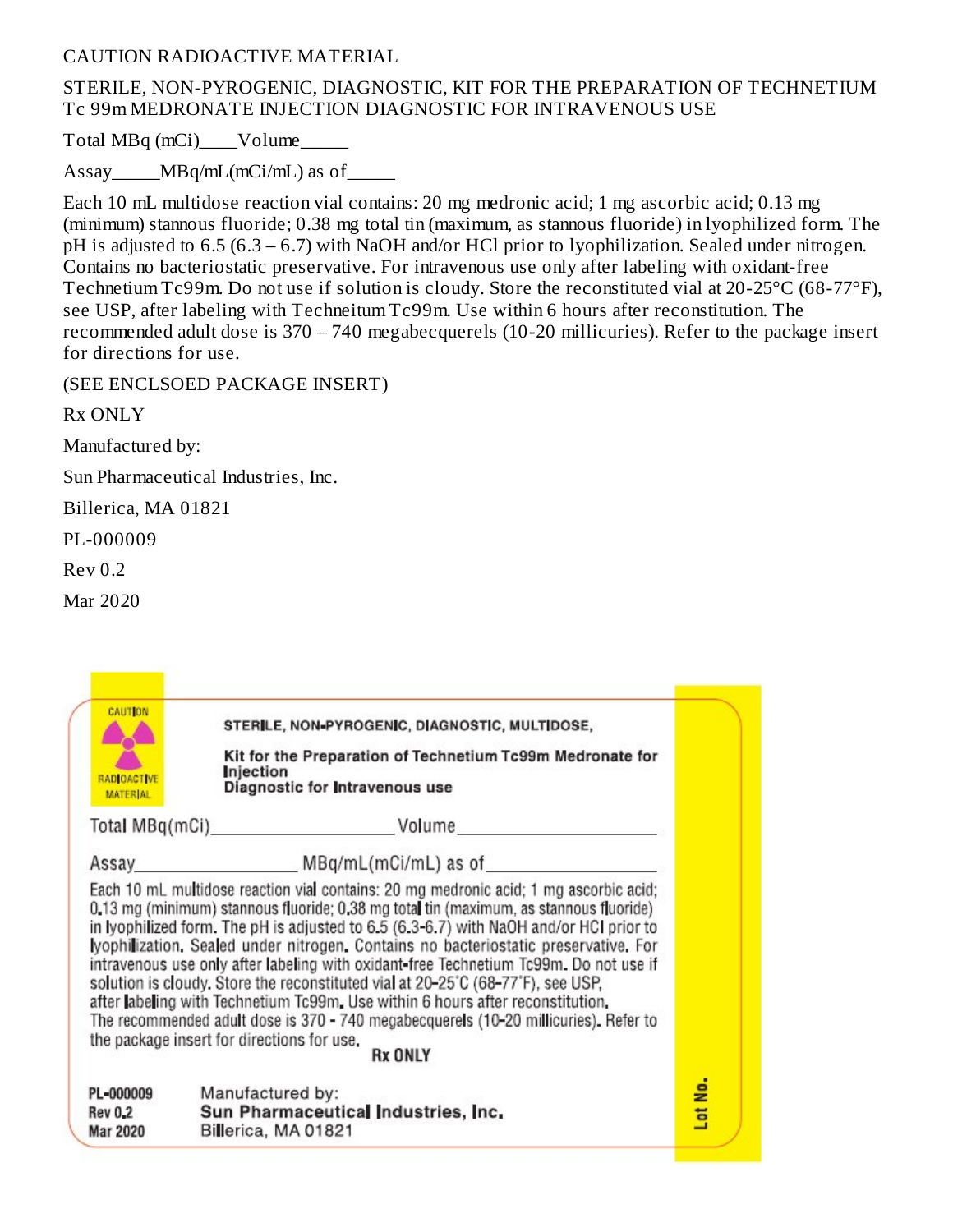CAUTION RADIOACTIVE MATERIAL

STERILE, NON-PYROGENIC, DIAGNOSTIC, KIT FOR THE PREPARATION OF TECHNETIUM Tc 99m MEDRONATE INJECTION DIAGNOSTIC FOR INTRAVENOUS USE

Total MBq (mCi)____Volume_____

Assay_____MBq/mL(mCi/mL) as of_____

Each 10 mL multidose reaction vial contains: 20 mg medronic acid; 1 mg ascorbic acid; 0.13 mg (minimum) stannous fluoride; 0.38 mg total tin (maximum, as stannous fluoride) in lyophilized form. The pH is adjusted to 6.5 (6.3 – 6.7) with NaOH and/or HCl prior to lyophilization. Sealed under nitrogen. Contains no bacteriostatic preservative. For intravenous use only after labeling with oxidant-free Technetium Tc99m. Do not use if solution is cloudy. Store the reconstituted vial at 20-25°C (68-77°F), see USP, after labeling with Techneitum Tc99m. Use within 6 hours after reconstitution. The recommended adult dose is 370 – 740 megabecquerels (10-20 millicuries). Refer to the package insert for directions for use.

(SEE ENCLSOED PACKAGE INSERT)

Rx ONLY

Manufactured by:

Sun Pharmaceutical Industries, Inc.

Billerica, MA 01821

PL-000009

Rev 0.2

Mar 2020

CAUTION RADIOACTIVE MATERIAL

**STERILE, NON-PYROGENIC, DIAGNOSTIC, MULTIDOSE,**

**Kit for the Preparation of Technetium Tc99m Medronate for Injection**
**Diagnostic for Intravenous use**

Total MBq(mCi)__________________ Volume__________________

Assay________________ MBq/mL(mCi/mL) as of________________

Each 10 mL multidose reaction vial contains: 20 mg medronic acid; 1 mg ascorbic acid; 0.13 mg (minimum) stannous fluoride; 0.38 mg total tin (maximum, as stannous fluoride) in lyophilized form. The pH is adjusted to 6.5 (6.3-6.7) with NaOH and/or HCl prior to lyophilization. Sealed under nitrogen. Contains no bacteriostatic preservative. For intravenous use only after labeling with oxidant-free Technetium Tc99m. Do not use if solution is cloudy. Store the reconstituted vial at 20-25°C (68-77°F), see USP, after labeling with Technetium Tc99m. Use within 6 hours after reconstitution. The recommended adult dose is 370 - 740 megabecquerels (10-20 millicuries). Refer to the package insert for directions for use.

**Rx ONLY**

**PL-000009**
**Rev 0.2**
**Mar 2020**

Manufactured by:
**Sun Pharmaceutical Industries, Inc.**
Billerica, MA 01821

**Lot No.**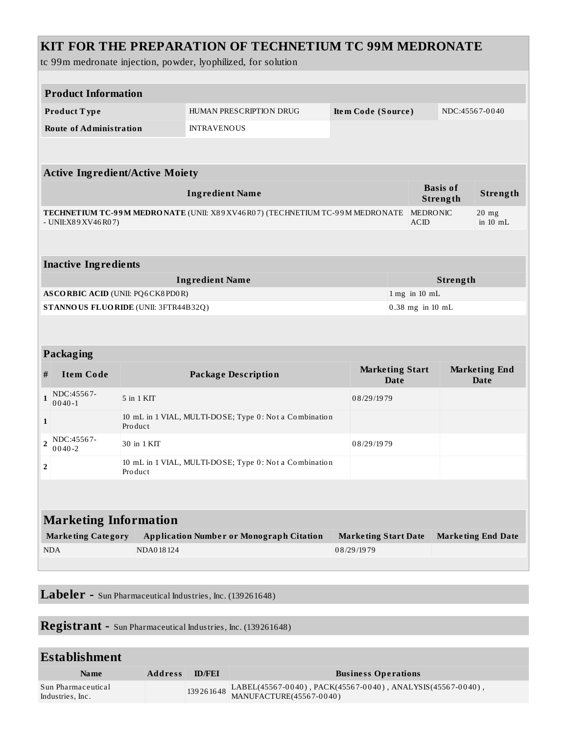# KIT FOR THE PREPARATION OF TECHNETIUM TC 99M MEDRONATE

tc 99m medronate injection, powder, lyophilized, for solution

| Product Information | | | |
|---|---|---|---|
| **Product Type** | HUMAN PRESCRIPTION DRUG | **Item Code (Source)** | NDC:45567-0040 |
| **Route of Administration** | INTRAVENOUS | | |

| Active Ingredient/Active Moiety | | |
|---|---|---|
| **Ingredient Name** | **Basis of Strength** | **Strength** |
| **TECHNETIUM TC-99M MEDRONATE** (UNII: X89XV46R07) (TECHNETIUM TC-99M MEDRONATE - UNII:X89XV46R07) | MEDRONIC ACID | 20 mg in 10 mL |

| Inactive Ingredients | |
|---|---|
| **Ingredient Name** | **Strength** |
| **ASCORBIC ACID** (UNII: PQ6CK8PD0R) | 1 mg in 10 mL |
| **STANNOUS FLUORIDE** (UNII: 3FTR44B32Q) | 0.38 mg in 10 mL |

| Packaging | | | | |
|---|---|---|---|---|
| **#** | **Item Code** | **Package Description** | **Marketing Start Date** | **Marketing End Date** |
| 1 | NDC:45567-0040-1 | 5 in 1 KIT | 08/29/1979 | |
| 1 | | 10 mL in 1 VIAL, MULTI-DOSE; Type 0: Not a Combination Product | | |
| 2 | NDC:45567-0040-2 | 30 in 1 KIT | 08/29/1979 | |
| 2 | | 10 mL in 1 VIAL, MULTI-DOSE; Type 0: Not a Combination Product | | |

| Marketing Information | | | |
|---|---|---|---|
| **Marketing Category** | **Application Number or Monograph Citation** | **Marketing Start Date** | **Marketing End Date** |
| NDA | NDA018124 | 08/29/1979 | |

## Labeler - Sun Pharmaceutical Industries, Inc. (139261648)

## Registrant - Sun Pharmaceutical Industries, Inc. (139261648)

## Establishment

| Name | Address | ID/FEI | Business Operations |
|---|---|---|---|
| Sun Pharmaceutical Industries, Inc. | | 139261648 | LABEL(45567-0040), PACK(45567-0040), ANALYSIS(45567-0040), MANUFACTURE(45567-0040) |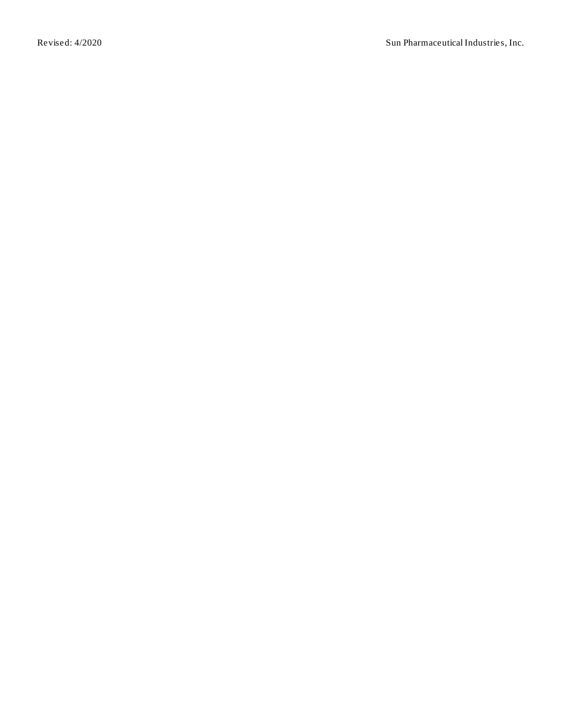Revised: 4/2020

Sun Pharmaceutical Industries, Inc.